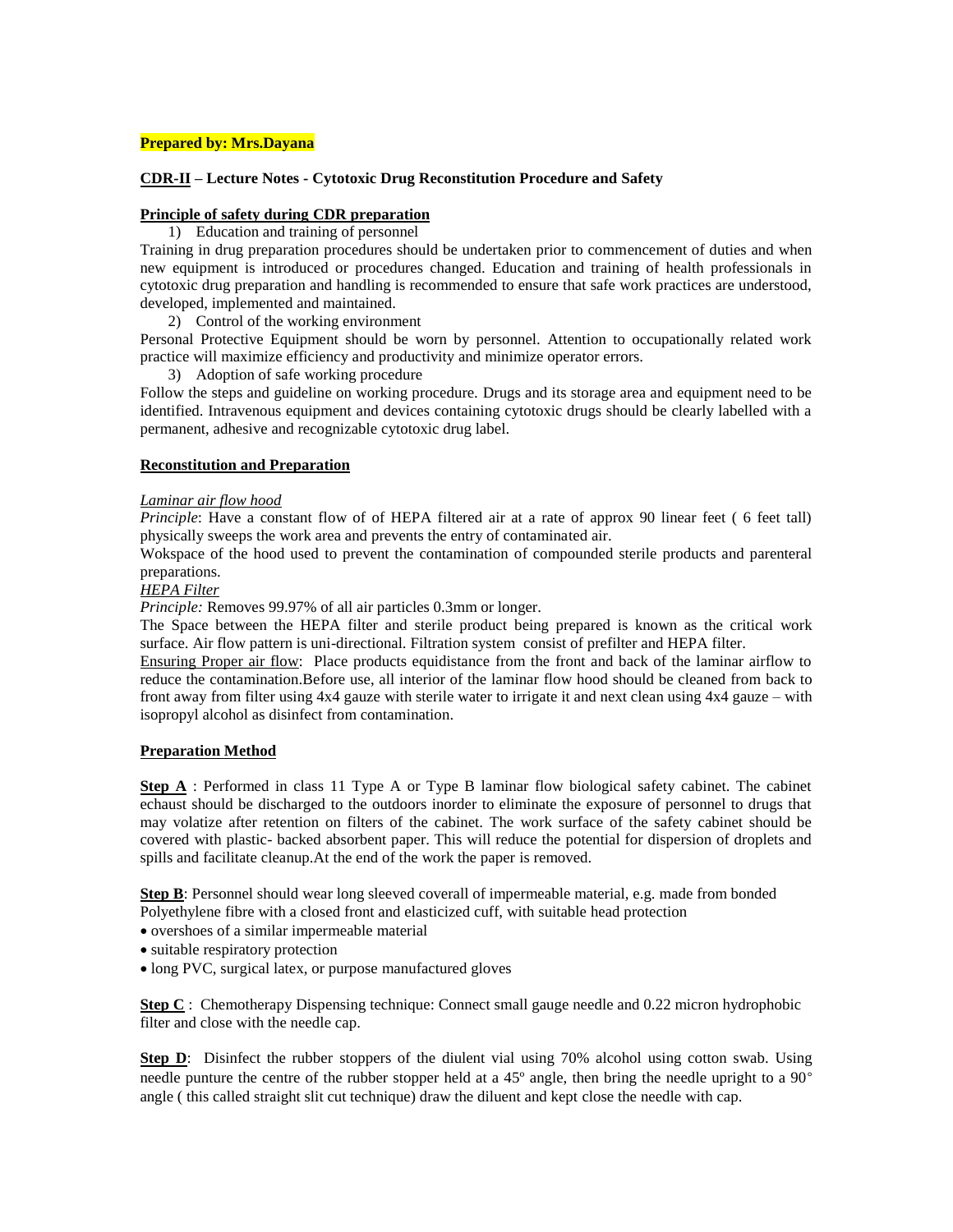**Prepared by: Mrs.Dayana**

**CDR-II – Lecture Notes - Cytotoxic Drug Reconstitution Procedure and Safety**

**Principle of safety during CDR preparation**

1) Education and training of personnel

Training in drug preparation procedures should be undertaken prior to commencement of duties and when new equipment is introduced or procedures changed. Education and training of health professionals in cytotoxic drug preparation and handling is recommended to ensure that safe work practices are understood, developed, implemented and maintained.

2) Control of the working environment

Personal Protective Equipment should be worn by personnel. Attention to occupationally related work practice will maximize efficiency and productivity and minimize operator errors.

3) Adoption of safe working procedure

Follow the steps and guideline on working procedure. Drugs and its storage area and equipment need to be identified. Intravenous equipment and devices containing cytotoxic drugs should be clearly labelled with a permanent, adhesive and recognizable cytotoxic drug label.

**Reconstitution and Preparation**

*Laminar air flow hood*

*Principle*: Have a constant flow of of HEPA filtered air at a rate of approx 90 linear feet ( 6 feet tall) physically sweeps the work area and prevents the entry of contaminated air.

Wokspace of the hood used to prevent the contamination of compounded sterile products and parenteral preparations.

*HEPA Filter*

*Principle:* Removes 99.97% of all air particles 0.3mm or longer.

The Space between the HEPA filter and sterile product being prepared is known as the critical work surface. Air flow pattern is uni-directional. Filtration system consist of prefilter and HEPA filter.

Ensuring Proper air flow: Place products equidistance from the front and back of the laminar airflow to reduce the contamination.Before use, all interior of the laminar flow hood should be cleaned from back to front away from filter using 4x4 gauze with sterile water to irrigate it and next clean using 4x4 gauze – with isopropyl alcohol as disinfect from contamination.

**Preparation Method**

**Step A** : Performed in class 11 Type A or Type B laminar flow biological safety cabinet. The cabinet echaust should be discharged to the outdoors inorder to eliminate the exposure of personnel to drugs that may volatize after retention on filters of the cabinet. The work surface of the safety cabinet should be covered with plastic- backed absorbent paper. This will reduce the potential for dispersion of droplets and spills and facilitate cleanup.At the end of the work the paper is removed.

**Step B**: Personnel should wear long sleeved coverall of impermeable material, e.g. made from bonded Polyethylene fibre with a closed front and elasticized cuff, with suitable head protection

- overshoes of a similar impermeable material
- suitable respiratory protection
- long PVC, surgical latex, or purpose manufactured gloves

**Step C** : Chemotherapy Dispensing technique: Connect small gauge needle and 0.22 micron hydrophobic filter and close with the needle cap.

**Step D**: Disinfect the rubber stoppers of the diulent vial using 70% alcohol using cotton swab. Using needle punture the centre of the rubber stopper held at a 45º angle, then bring the needle upright to a 90° angle ( this called straight slit cut technique) draw the diluent and kept close the needle with cap.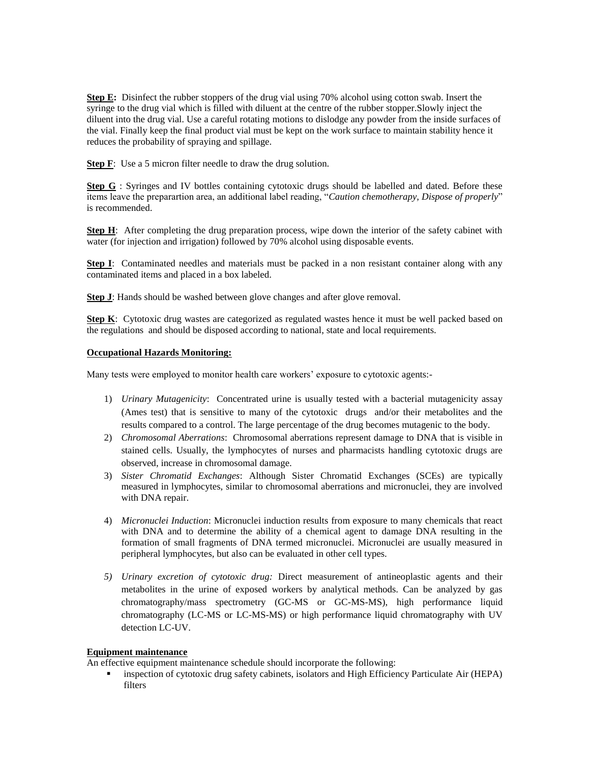**Step E:** Disinfect the rubber stoppers of the drug vial using 70% alcohol using cotton swab. Insert the syringe to the drug vial which is filled with diluent at the centre of the rubber stopper.Slowly inject the diluent into the drug vial. Use a careful rotating motions to dislodge any powder from the inside surfaces of the vial. Finally keep the final product vial must be kept on the work surface to maintain stability hence it reduces the probability of spraying and spillage.

**Step F**: Use a 5 micron filter needle to draw the drug solution.

**Step G** : Syringes and IV bottles containing cytotoxic drugs should be labelled and dated. Before these items leave the preparartion area, an additional label reading, "*Caution chemotherapy, Dispose of properly*" is recommended.

**Step H**: After completing the drug preparation process, wipe down the interior of the safety cabinet with water (for injection and irrigation) followed by 70% alcohol using disposable events.

**Step I**: Contaminated needles and materials must be packed in a non resistant container along with any contaminated items and placed in a box labeled.

**Step J**: Hands should be washed between glove changes and after glove removal.

**Step K**: Cytotoxic drug wastes are categorized as regulated wastes hence it must be well packed based on the regulations and should be disposed according to national, state and local requirements.

**Occupational Hazards Monitoring:**

Many tests were employed to monitor health care workers' exposure to cytotoxic agents:-

1) *Urinary Mutagenicity*: Concentrated urine is usually tested with a bacterial mutagenicity assay (Ames test) that is sensitive to many of the cytotoxic drugs and/or their metabolites and the results compared to a control. The large percentage of the drug becomes mutagenic to the body.
2) *Chromosomal Aberrations*: Chromosomal aberrations represent damage to DNA that is visible in stained cells. Usually, the lymphocytes of nurses and pharmacists handling cytotoxic drugs are observed, increase in chromosomal damage.
3) *Sister Chromatid Exchanges*: Although Sister Chromatid Exchanges (SCEs) are typically measured in lymphocytes, similar to chromosomal aberrations and micronuclei, they are involved with DNA repair.
4) *Micronuclei Induction*: Micronuclei induction results from exposure to many chemicals that react with DNA and to determine the ability of a chemical agent to damage DNA resulting in the formation of small fragments of DNA termed micronuclei. Micronuclei are usually measured in peripheral lymphocytes, but also can be evaluated in other cell types.
5) *Urinary excretion of cytotoxic drug:* Direct measurement of antineoplastic agents and their metabolites in the urine of exposed workers by analytical methods. Can be analyzed by gas chromatography/mass spectrometry (GC-MS or GC-MS-MS), high performance liquid chromatography (LC-MS or LC-MS-MS) or high performance liquid chromatography with UV detection LC-UV.

**Equipment maintenance**

An effective equipment maintenance schedule should incorporate the following:

- inspection of cytotoxic drug safety cabinets, isolators and High Efficiency Particulate Air (HEPA) filters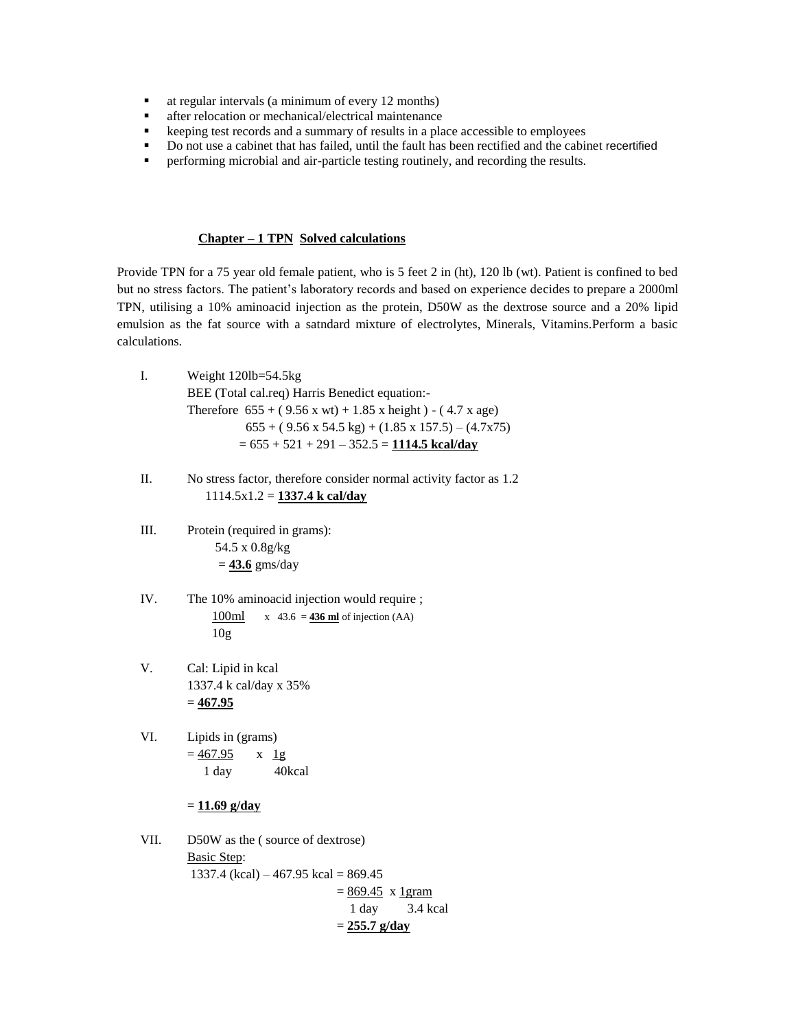- at regular intervals (a minimum of every 12 months)
- after relocation or mechanical/electrical maintenance
- keeping test records and a summary of results in a place accessible to employees
- Do not use a cabinet that has failed, until the fault has been rectified and the cabinet recertified
- performing microbial and air-particle testing routinely, and recording the results.

## Chapter – 1 TPN Solved calculations

Provide TPN for a 75 year old female patient, who is 5 feet 2 in (ht), 120 lb (wt). Patient is confined to bed but no stress factors. The patient's laboratory records and based on experience decides to prepare a 2000ml TPN, utilising a 10% aminoacid injection as the protein, D50W as the dextrose source and a 20% lipid emulsion as the fat source with a satndard mixture of electrolytes, Minerals, Vitamins.Perform a basic calculations.

I. Weight 120lb=54.5kg

BEE (Total cal.req) Harris Benedict equation:-

Therefore $655 + (9.56 \times wt) + 1.85 \times height) - (4.7 \times age)$

$655 + (9.56 \times 54.5\ kg) + (1.85 \times 157.5) - (4.7 \times 75)$

$= 655 + 521 + 291 - 352.5 =$ **1114.5 kcal/day**

II. No stress factor, therefore consider normal activity factor as 1.2

$1114.5 \times 1.2 =$ **1337.4 k cal/day**

III. Protein (required in grams):

$54.5 \times 0.8 g/kg$

= **43.6** gms/day

IV. The 10% aminoacid injection would require ;

$\frac{100ml}{10g} \times 43.6 =$ **436 ml** of injection (AA)

V. Cal: Lipid in kcal

1337.4 k cal/day x 35%

= **467.95**

VI. Lipids in (grams)

$= \frac{467.95}{1\ day} \times \frac{1g}{40kcal}$

= **11.69 g/day**

VII. D50W as the ( source of dextrose)

Basic Step:

1337.4 (kcal) – 467.95 kcal = 869.45

$= \frac{869.45}{1\ day} \times \frac{1gram}{3.4\ kcal}$

= **255.7 g/day**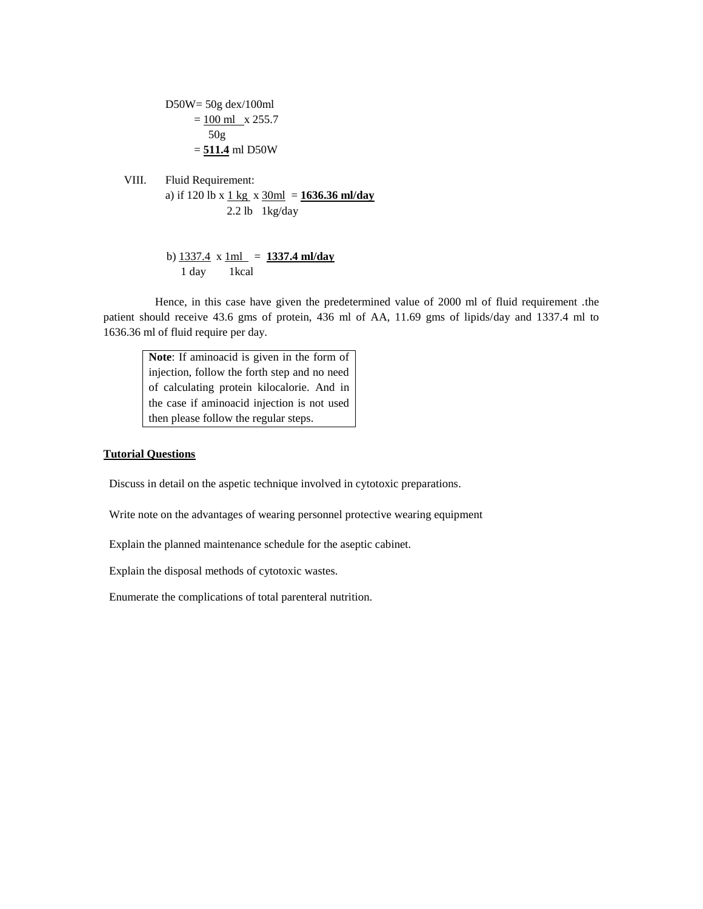D50W= 50g dex/100ml

$$= \frac{100 \text{ ml}}{50\text{g}} \times 255.7$$

= **511.4** ml D50W

VIII. Fluid Requirement:

a) if $120 \text{ lb} \times \frac{1 \text{ kg}}{2.2 \text{ lb}} \times \frac{30\text{ml}}{1\text{kg/day}}$ = **1636.36 ml/day**

b) $\frac{1337.4}{1 \text{ day}} \times \frac{1\text{ml}}{1\text{kcal}}$ = **1337.4 ml/day**

Hence, in this case have given the predetermined value of 2000 ml of fluid requirement .the patient should receive 43.6 gms of protein, 436 ml of AA, 11.69 gms of lipids/day and 1337.4 ml to 1636.36 ml of fluid require per day.

> **Note**: If aminoacid is given in the form of injection, follow the forth step and no need of calculating protein kilocalorie. And in the case if aminoacid injection is not used then please follow the regular steps.

**Tutorial Questions**

Discuss in detail on the aspetic technique involved in cytotoxic preparations.

Write note on the advantages of wearing personnel protective wearing equipment

Explain the planned maintenance schedule for the aseptic cabinet.

Explain the disposal methods of cytotoxic wastes.

Enumerate the complications of total parenteral nutrition.